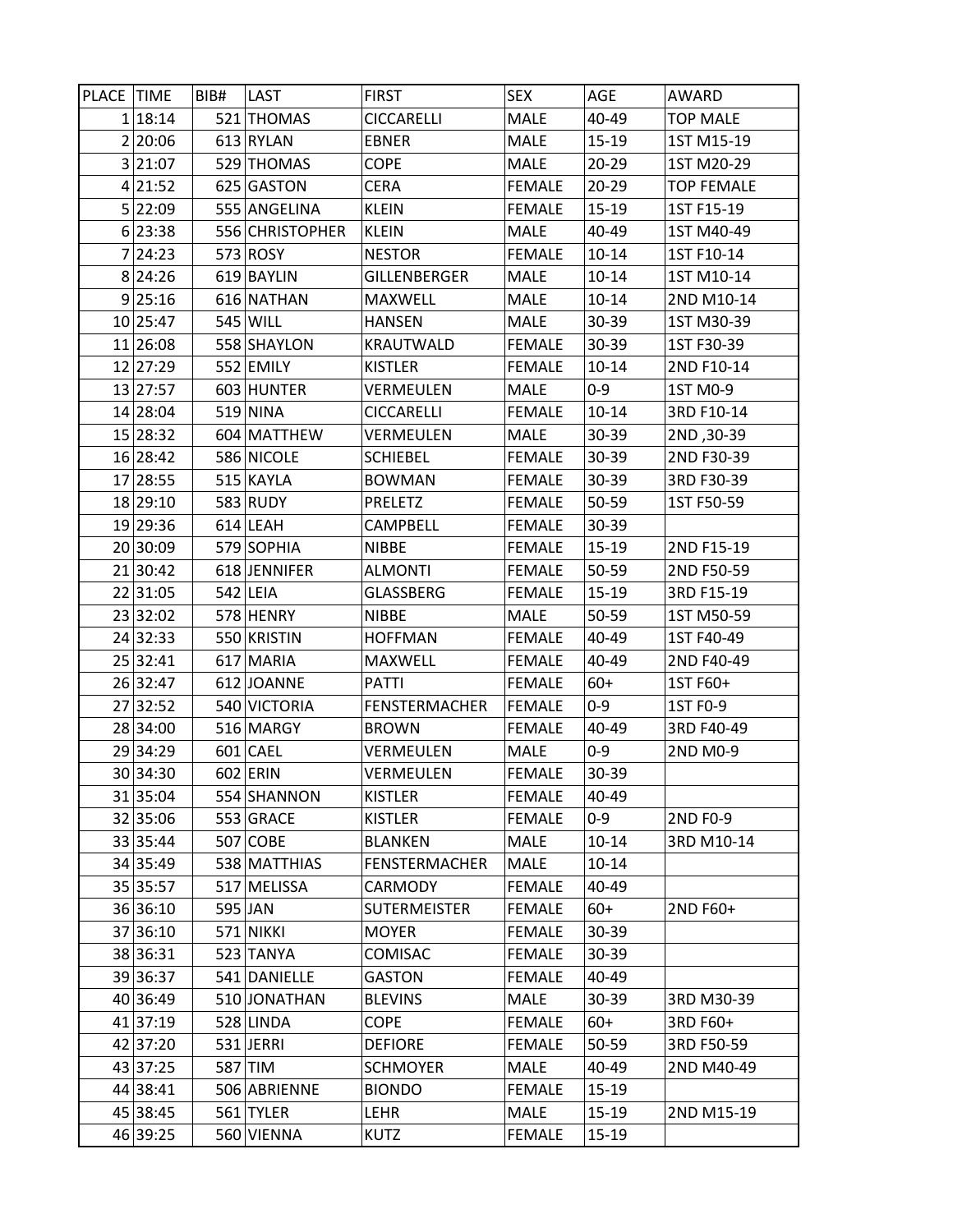| PLACE | TIME | BIB# | LAST | FIRST | SEX | AGE | AWARD |
|---|---|---|---|---|---|---|---|
| 1 | 18:14 | 521 | THOMAS | CICCARELLI | MALE | 40-49 | TOP MALE |
| 2 | 20:06 | 613 | RYLAN | EBNER | MALE | 15-19 | 1ST M15-19 |
| 3 | 21:07 | 529 | THOMAS | COPE | MALE | 20-29 | 1ST M20-29 |
| 4 | 21:52 | 625 | GASTON | CERA | FEMALE | 20-29 | TOP FEMALE |
| 5 | 22:09 | 555 | ANGELINA | KLEIN | FEMALE | 15-19 | 1ST F15-19 |
| 6 | 23:38 | 556 | CHRISTOPHER | KLEIN | MALE | 40-49 | 1ST M40-49 |
| 7 | 24:23 | 573 | ROSY | NESTOR | FEMALE | 10-14 | 1ST F10-14 |
| 8 | 24:26 | 619 | BAYLIN | GILLENBERGER | MALE | 10-14 | 1ST M10-14 |
| 9 | 25:16 | 616 | NATHAN | MAXWELL | MALE | 10-14 | 2ND M10-14 |
| 10 | 25:47 | 545 | WILL | HANSEN | MALE | 30-39 | 1ST M30-39 |
| 11 | 26:08 | 558 | SHAYLON | KRAUTWALD | FEMALE | 30-39 | 1ST F30-39 |
| 12 | 27:29 | 552 | EMILY | KISTLER | FEMALE | 10-14 | 2ND F10-14 |
| 13 | 27:57 | 603 | HUNTER | VERMEULEN | MALE | 0-9 | 1ST M0-9 |
| 14 | 28:04 | 519 | NINA | CICCARELLI | FEMALE | 10-14 | 3RD F10-14 |
| 15 | 28:32 | 604 | MATTHEW | VERMEULEN | MALE | 30-39 | 2ND ,30-39 |
| 16 | 28:42 | 586 | NICOLE | SCHIEBEL | FEMALE | 30-39 | 2ND F30-39 |
| 17 | 28:55 | 515 | KAYLA | BOWMAN | FEMALE | 30-39 | 3RD F30-39 |
| 18 | 29:10 | 583 | RUDY | PRELETZ | FEMALE | 50-59 | 1ST F50-59 |
| 19 | 29:36 | 614 | LEAH | CAMPBELL | FEMALE | 30-39 | |
| 20 | 30:09 | 579 | SOPHIA | NIBBE | FEMALE | 15-19 | 2ND F15-19 |
| 21 | 30:42 | 618 | JENNIFER | ALMONTI | FEMALE | 50-59 | 2ND F50-59 |
| 22 | 31:05 | 542 | LEIA | GLASSBERG | FEMALE | 15-19 | 3RD F15-19 |
| 23 | 32:02 | 578 | HENRY | NIBBE | MALE | 50-59 | 1ST M50-59 |
| 24 | 32:33 | 550 | KRISTIN | HOFFMAN | FEMALE | 40-49 | 1ST F40-49 |
| 25 | 32:41 | 617 | MARIA | MAXWELL | FEMALE | 40-49 | 2ND F40-49 |
| 26 | 32:47 | 612 | JOANNE | PATTI | FEMALE | 60+ | 1ST F60+ |
| 27 | 32:52 | 540 | VICTORIA | FENSTERMACHER | FEMALE | 0-9 | 1ST F0-9 |
| 28 | 34:00 | 516 | MARGY | BROWN | FEMALE | 40-49 | 3RD F40-49 |
| 29 | 34:29 | 601 | CAEL | VERMEULEN | MALE | 0-9 | 2ND M0-9 |
| 30 | 34:30 | 602 | ERIN | VERMEULEN | FEMALE | 30-39 | |
| 31 | 35:04 | 554 | SHANNON | KISTLER | FEMALE | 40-49 | |
| 32 | 35:06 | 553 | GRACE | KISTLER | FEMALE | 0-9 | 2ND F0-9 |
| 33 | 35:44 | 507 | COBE | BLANKEN | MALE | 10-14 | 3RD M10-14 |
| 34 | 35:49 | 538 | MATTHIAS | FENSTERMACHER | MALE | 10-14 | |
| 35 | 35:57 | 517 | MELISSA | CARMODY | FEMALE | 40-49 | |
| 36 | 36:10 | 595 | JAN | SUTERMEISTER | FEMALE | 60+ | 2ND F60+ |
| 37 | 36:10 | 571 | NIKKI | MOYER | FEMALE | 30-39 | |
| 38 | 36:31 | 523 | TANYA | COMISAC | FEMALE | 30-39 | |
| 39 | 36:37 | 541 | DANIELLE | GASTON | FEMALE | 40-49 | |
| 40 | 36:49 | 510 | JONATHAN | BLEVINS | MALE | 30-39 | 3RD M30-39 |
| 41 | 37:19 | 528 | LINDA | COPE | FEMALE | 60+ | 3RD F60+ |
| 42 | 37:20 | 531 | JERRI | DEFIORE | FEMALE | 50-59 | 3RD F50-59 |
| 43 | 37:25 | 587 | TIM | SCHMOYER | MALE | 40-49 | 2ND M40-49 |
| 44 | 38:41 | 506 | ABRIENNE | BIONDO | FEMALE | 15-19 | |
| 45 | 38:45 | 561 | TYLER | LEHR | MALE | 15-19 | 2ND M15-19 |
| 46 | 39:25 | 560 | VIENNA | KUTZ | FEMALE | 15-19 | |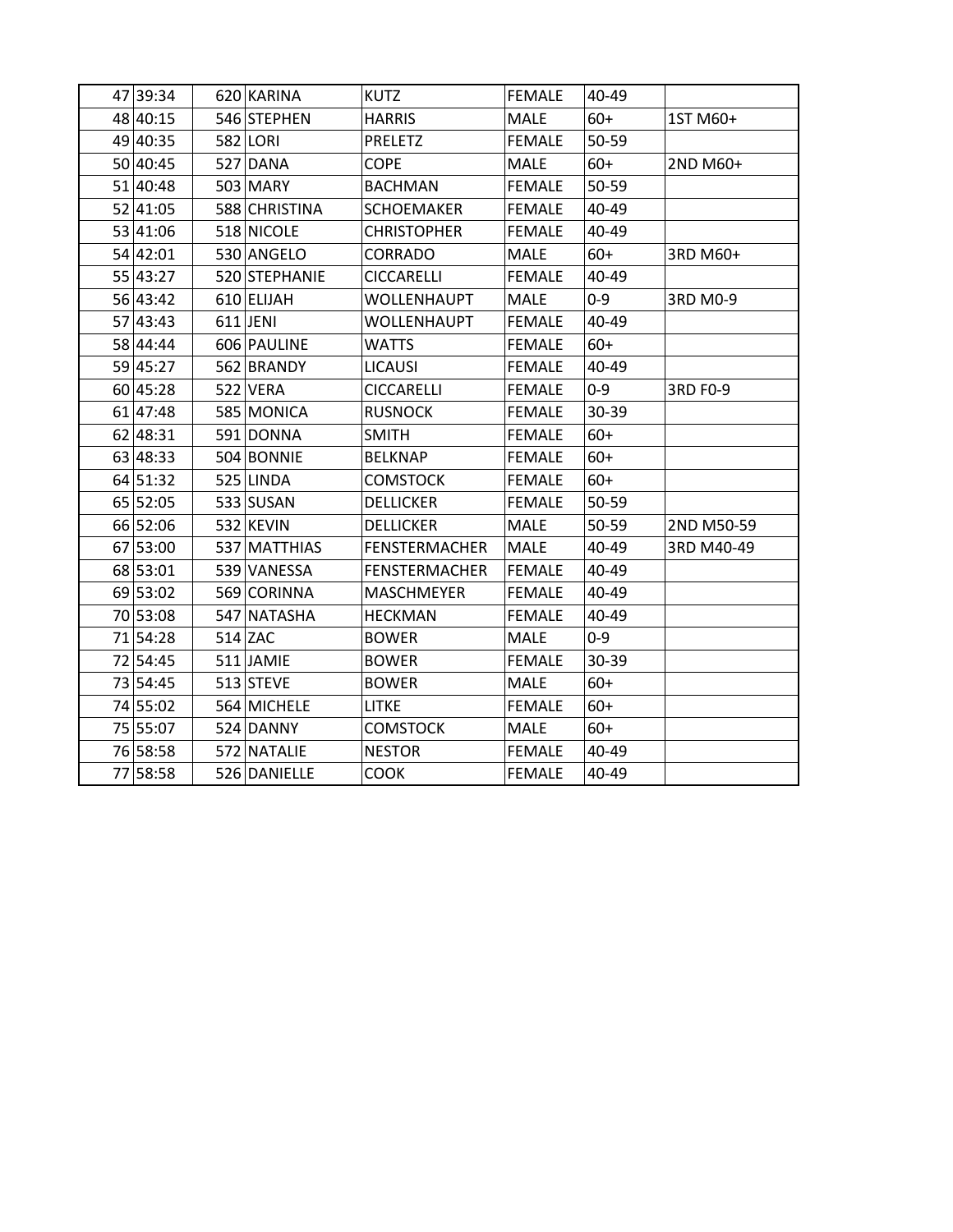| | | | | | | | |
|---|---|---|---|---|---|---|---|
| 47 | 39:34 | 620 | KARINA | KUTZ | FEMALE | 40-49 | |
| 48 | 40:15 | 546 | STEPHEN | HARRIS | MALE | 60+ | 1ST M60+ |
| 49 | 40:35 | 582 | LORI | PRELETZ | FEMALE | 50-59 | |
| 50 | 40:45 | 527 | DANA | COPE | MALE | 60+ | 2ND M60+ |
| 51 | 40:48 | 503 | MARY | BACHMAN | FEMALE | 50-59 | |
| 52 | 41:05 | 588 | CHRISTINA | SCHOEMAKER | FEMALE | 40-49 | |
| 53 | 41:06 | 518 | NICOLE | CHRISTOPHER | FEMALE | 40-49 | |
| 54 | 42:01 | 530 | ANGELO | CORRADO | MALE | 60+ | 3RD M60+ |
| 55 | 43:27 | 520 | STEPHANIE | CICCARELLI | FEMALE | 40-49 | |
| 56 | 43:42 | 610 | ELIJAH | WOLLENHAUPT | MALE | 0-9 | 3RD M0-9 |
| 57 | 43:43 | 611 | JENI | WOLLENHAUPT | FEMALE | 40-49 | |
| 58 | 44:44 | 606 | PAULINE | WATTS | FEMALE | 60+ | |
| 59 | 45:27 | 562 | BRANDY | LICAUSI | FEMALE | 40-49 | |
| 60 | 45:28 | 522 | VERA | CICCARELLI | FEMALE | 0-9 | 3RD F0-9 |
| 61 | 47:48 | 585 | MONICA | RUSNOCK | FEMALE | 30-39 | |
| 62 | 48:31 | 591 | DONNA | SMITH | FEMALE | 60+ | |
| 63 | 48:33 | 504 | BONNIE | BELKNAP | FEMALE | 60+ | |
| 64 | 51:32 | 525 | LINDA | COMSTOCK | FEMALE | 60+ | |
| 65 | 52:05 | 533 | SUSAN | DELLICKER | FEMALE | 50-59 | |
| 66 | 52:06 | 532 | KEVIN | DELLICKER | MALE | 50-59 | 2ND M50-59 |
| 67 | 53:00 | 537 | MATTHIAS | FENSTERMACHER | MALE | 40-49 | 3RD M40-49 |
| 68 | 53:01 | 539 | VANESSA | FENSTERMACHER | FEMALE | 40-49 | |
| 69 | 53:02 | 569 | CORINNA | MASCHMEYER | FEMALE | 40-49 | |
| 70 | 53:08 | 547 | NATASHA | HECKMAN | FEMALE | 40-49 | |
| 71 | 54:28 | 514 | ZAC | BOWER | MALE | 0-9 | |
| 72 | 54:45 | 511 | JAMIE | BOWER | FEMALE | 30-39 | |
| 73 | 54:45 | 513 | STEVE | BOWER | MALE | 60+ | |
| 74 | 55:02 | 564 | MICHELE | LITKE | FEMALE | 60+ | |
| 75 | 55:07 | 524 | DANNY | COMSTOCK | MALE | 60+ | |
| 76 | 58:58 | 572 | NATALIE | NESTOR | FEMALE | 40-49 | |
| 77 | 58:58 | 526 | DANIELLE | COOK | FEMALE | 40-49 | |